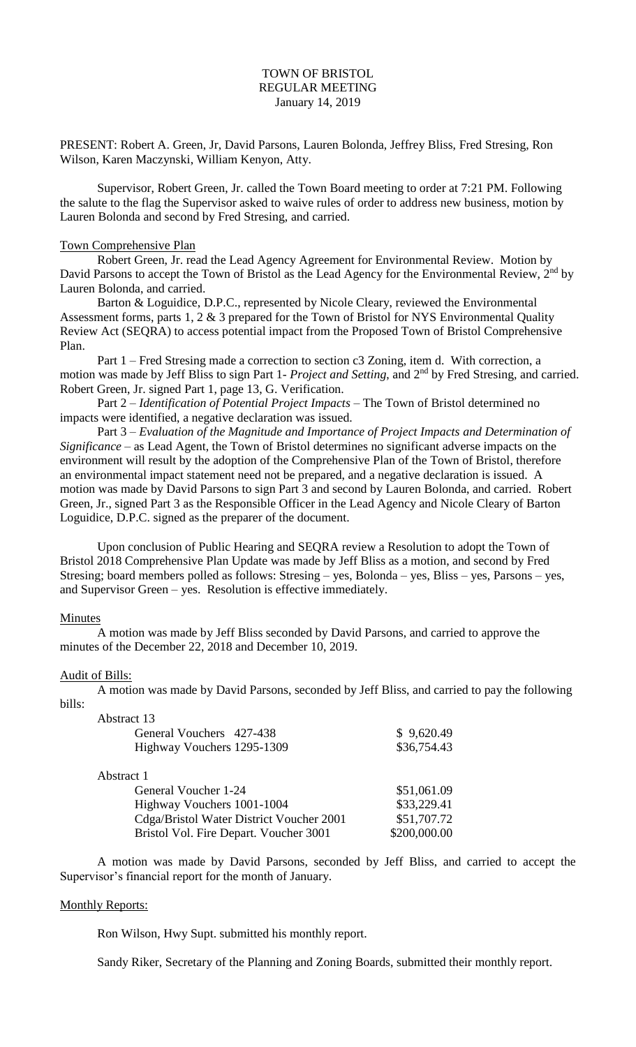# TOWN OF BRISTOL
## REGULAR MEETING
### January 14, 2019

PRESENT: Robert A. Green, Jr, David Parsons, Lauren Bolonda, Jeffrey Bliss, Fred Stresing, Ron Wilson, Karen Maczynski, William Kenyon, Atty.

Supervisor, Robert Green, Jr. called the Town Board meeting to order at 7:21 PM. Following the salute to the flag the Supervisor asked to waive rules of order to address new business, motion by Lauren Bolonda and second by Fred Stresing, and carried.

### Town Comprehensive Plan

Robert Green, Jr. read the Lead Agency Agreement for Environmental Review. Motion by David Parsons to accept the Town of Bristol as the Lead Agency for the Environmental Review, 2nd by Lauren Bolonda, and carried.

Barton & Loguidice, D.P.C., represented by Nicole Cleary, reviewed the Environmental Assessment forms, parts 1, 2 & 3 prepared for the Town of Bristol for NYS Environmental Quality Review Act (SEQRA) to access potential impact from the Proposed Town of Bristol Comprehensive Plan.

Part 1 – Fred Stresing made a correction to section c3 Zoning, item d. With correction, a motion was made by Jeff Bliss to sign Part 1- *Project and Setting*, and 2nd by Fred Stresing, and carried. Robert Green, Jr. signed Part 1, page 13, G. Verification.

Part 2 – *Identification of Potential Project Impacts* – The Town of Bristol determined no impacts were identified, a negative declaration was issued.

Part 3 – *Evaluation of the Magnitude and Importance of Project Impacts and Determination of Significance* – as Lead Agent, the Town of Bristol determines no significant adverse impacts on the environment will result by the adoption of the Comprehensive Plan of the Town of Bristol, therefore an environmental impact statement need not be prepared, and a negative declaration is issued. A motion was made by David Parsons to sign Part 3 and second by Lauren Bolonda, and carried. Robert Green, Jr., signed Part 3 as the Responsible Officer in the Lead Agency and Nicole Cleary of Barton Loguidice, D.P.C. signed as the preparer of the document.

Upon conclusion of Public Hearing and SEQRA review a Resolution to adopt the Town of Bristol 2018 Comprehensive Plan Update was made by Jeff Bliss as a motion, and second by Fred Stresing; board members polled as follows: Stresing – yes, Bolonda – yes, Bliss – yes, Parsons – yes, and Supervisor Green – yes. Resolution is effective immediately.

### Minutes

A motion was made by Jeff Bliss seconded by David Parsons, and carried to approve the minutes of the December 22, 2018 and December 10, 2019.

### Audit of Bills:

A motion was made by David Parsons, seconded by Jeff Bliss, and carried to pay the following bills:

Abstract 13

| | |
|---|---|
| General Vouchers 427-438 | $ 9,620.49 |
| Highway Vouchers 1295-1309 | $36,754.43 |

Abstract 1

| | |
|---|---|
| General Voucher 1-24 | $51,061.09 |
| Highway Vouchers 1001-1004 | $33,229.41 |
| Cdga/Bristol Water District Voucher 2001 | $51,707.72 |
| Bristol Vol. Fire Depart. Voucher 3001 | $200,000.00 |

A motion was made by David Parsons, seconded by Jeff Bliss, and carried to accept the Supervisor's financial report for the month of January.

### Monthly Reports:

Ron Wilson, Hwy Supt. submitted his monthly report.

Sandy Riker, Secretary of the Planning and Zoning Boards, submitted their monthly report.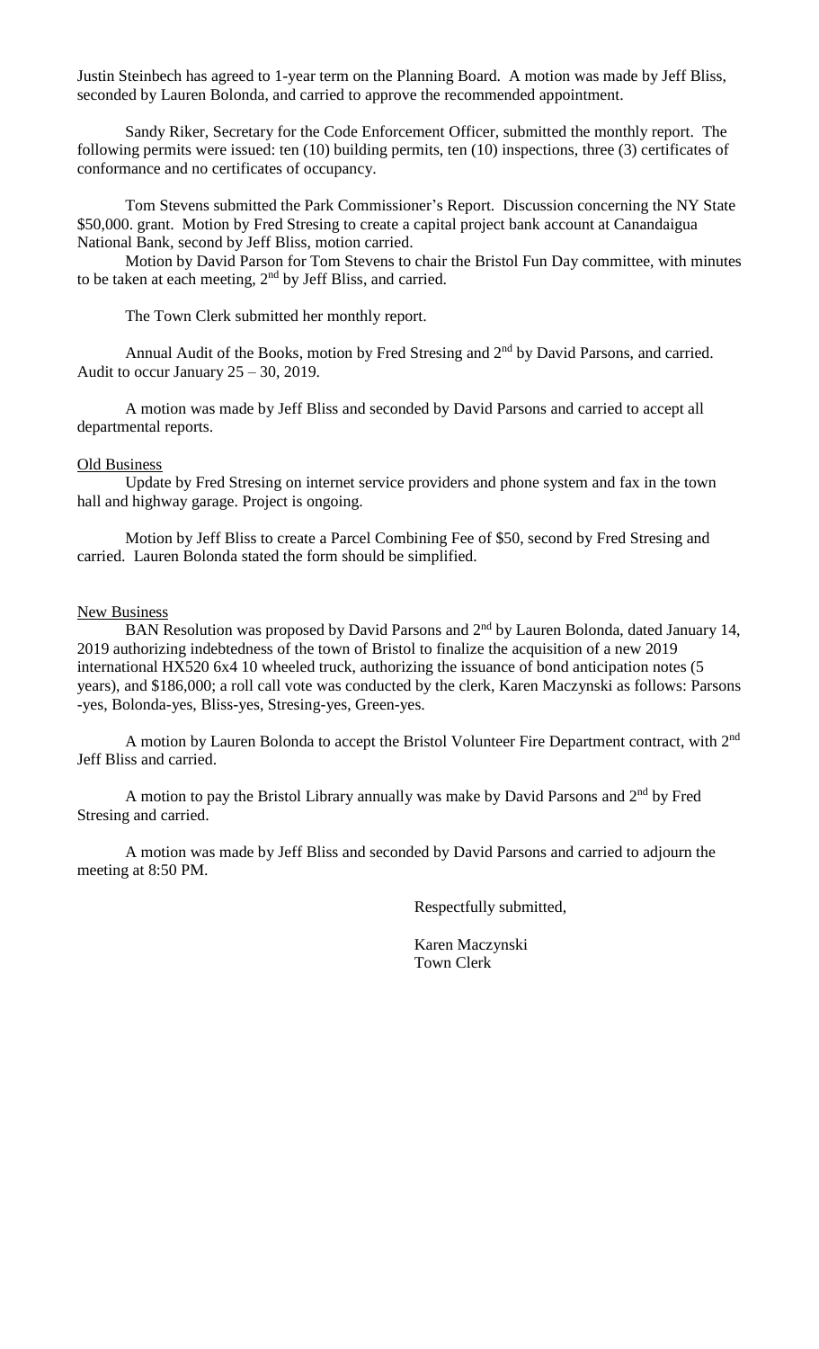Justin Steinbech has agreed to 1-year term on the Planning Board. A motion was made by Jeff Bliss, seconded by Lauren Bolonda, and carried to approve the recommended appointment.

Sandy Riker, Secretary for the Code Enforcement Officer, submitted the monthly report. The following permits were issued: ten (10) building permits, ten (10) inspections, three (3) certificates of conformance and no certificates of occupancy.

Tom Stevens submitted the Park Commissioner's Report. Discussion concerning the NY State $50,000. grant. Motion by Fred Stresing to create a capital project bank account at Canandaigua National Bank, second by Jeff Bliss, motion carried.

Motion by David Parson for Tom Stevens to chair the Bristol Fun Day committee, with minutes to be taken at each meeting, 2nd by Jeff Bliss, and carried.

The Town Clerk submitted her monthly report.

Annual Audit of the Books, motion by Fred Stresing and 2nd by David Parsons, and carried. Audit to occur January 25 – 30, 2019.

A motion was made by Jeff Bliss and seconded by David Parsons and carried to accept all departmental reports.

Old Business

Update by Fred Stresing on internet service providers and phone system and fax in the town hall and highway garage. Project is ongoing.

Motion by Jeff Bliss to create a Parcel Combining Fee of $50, second by Fred Stresing and carried. Lauren Bolonda stated the form should be simplified.

New Business

BAN Resolution was proposed by David Parsons and 2nd by Lauren Bolonda, dated January 14, 2019 authorizing indebtedness of the town of Bristol to finalize the acquisition of a new 2019 international HX520 6x4 10 wheeled truck, authorizing the issuance of bond anticipation notes (5 years), and $186,000; a roll call vote was conducted by the clerk, Karen Maczynski as follows: Parsons -yes, Bolonda-yes, Bliss-yes, Stresing-yes, Green-yes.

A motion by Lauren Bolonda to accept the Bristol Volunteer Fire Department contract, with 2nd Jeff Bliss and carried.

A motion to pay the Bristol Library annually was make by David Parsons and 2nd by Fred Stresing and carried.

A motion was made by Jeff Bliss and seconded by David Parsons and carried to adjourn the meeting at 8:50 PM.

Respectfully submitted,

Karen Maczynski
Town Clerk